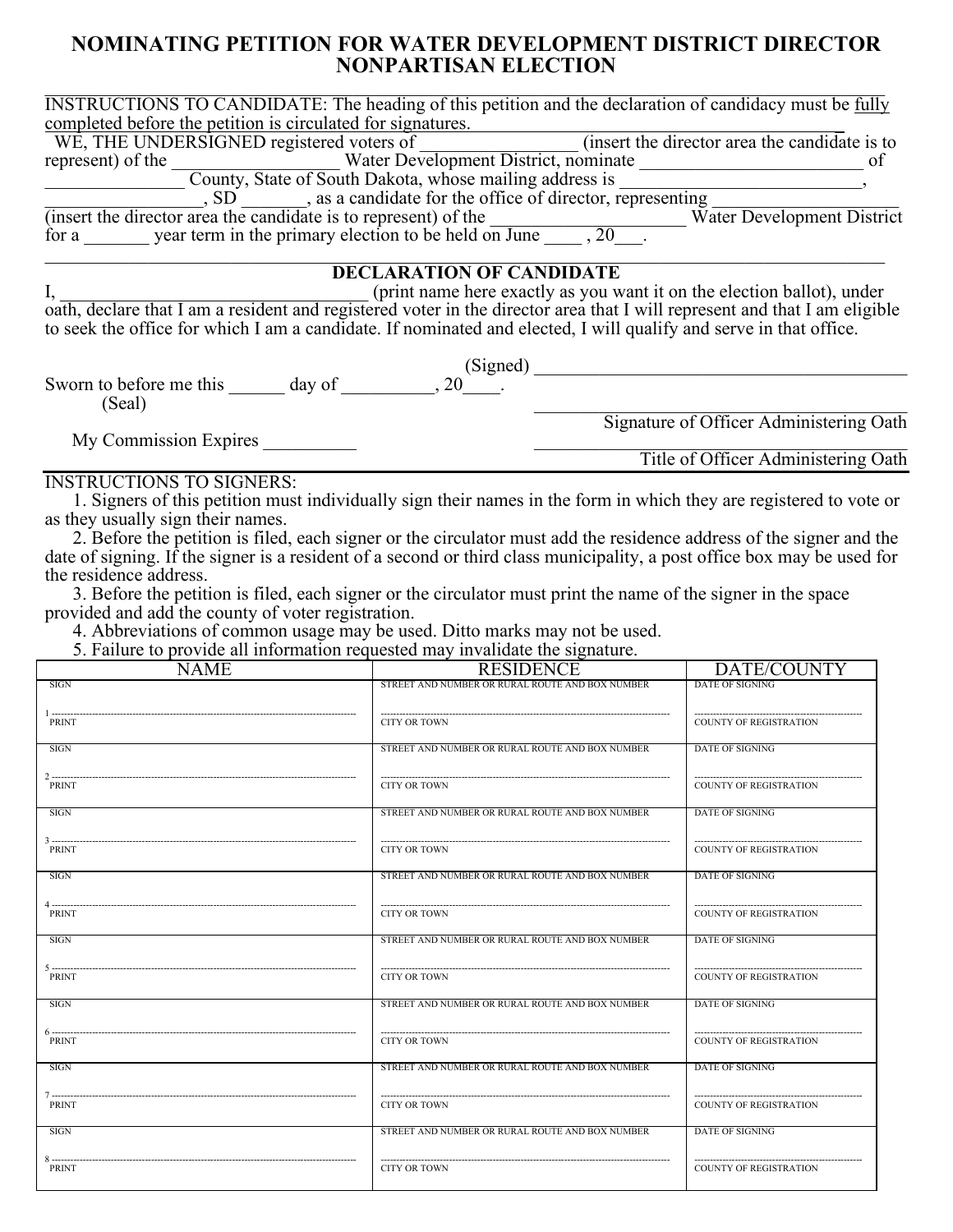# NOMINATING PETITION FOR WATER DEVELOPMENT DISTRICT DIRECTOR NONPARTISAN ELECTION

INSTRUCTIONS TO CANDIDATE: The heading of this petition and the declaration of candidacy must be <u>fully</u> <u>completed</u> before the petition is circulated for signatures.

WE, THE UNDERSIGNED registered voters of _________________ (insert the director area the candidate is to represent) of the __________________ Water Development District, nominate _________________________ of ________________ County, State of South Dakota, whose mailing address is __________________________, _________________, SD _______, as a candidate for the office of director, representing ____________________ (insert the director area the candidate is to represent) of the ____________________ Water Development District for a _______ year term in the primary election to be held on June ____ , 20___.

## DECLARATION OF CANDIDATE

I, _________________________________ (print name here exactly as you want it on the election ballot), under oath, declare that I am a resident and registered voter in the director area that I will represent and that I am eligible to seek the office for which I am a candidate. If nominated and elected, I will qualify and serve in that office.

(Signed) ________________________________________

Sworn to before me this ______ day of __________, 20____.

(Seal)

________________________________________
Signature of Officer Administering Oath

My Commission Expires __________

________________________________________
Title of Officer Administering Oath

INSTRUCTIONS TO SIGNERS:

1. Signers of this petition must individually sign their names in the form in which they are registered to vote or as they usually sign their names.
2. Before the petition is filed, each signer or the circulator must add the residence address of the signer and the date of signing. If the signer is a resident of a second or third class municipality, a post office box may be used for the residence address.
3. Before the petition is filed, each signer or the circulator must print the name of the signer in the space provided and add the county of voter registration.
4. Abbreviations of common usage may be used. Ditto marks may not be used.
5. Failure to provide all information requested may invalidate the signature.

| NAME | RESIDENCE | DATE/COUNTY |
|---|---|---|
| SIGN<br>1 ________<br>PRINT | STREET AND NUMBER OR RURAL ROUTE AND BOX NUMBER<br>________<br>CITY OR TOWN | DATE OF SIGNING<br>________<br>COUNTY OF REGISTRATION |
| SIGN<br>2 ________<br>PRINT | STREET AND NUMBER OR RURAL ROUTE AND BOX NUMBER<br>________<br>CITY OR TOWN | DATE OF SIGNING<br>________<br>COUNTY OF REGISTRATION |
| SIGN<br>3 ________<br>PRINT | STREET AND NUMBER OR RURAL ROUTE AND BOX NUMBER<br>________<br>CITY OR TOWN | DATE OF SIGNING<br>________<br>COUNTY OF REGISTRATION |
| SIGN<br>4 ________<br>PRINT | STREET AND NUMBER OR RURAL ROUTE AND BOX NUMBER<br>________<br>CITY OR TOWN | DATE OF SIGNING<br>________<br>COUNTY OF REGISTRATION |
| SIGN<br>5 ________<br>PRINT | STREET AND NUMBER OR RURAL ROUTE AND BOX NUMBER<br>________<br>CITY OR TOWN | DATE OF SIGNING<br>________<br>COUNTY OF REGISTRATION |
| SIGN<br>6 ________<br>PRINT | STREET AND NUMBER OR RURAL ROUTE AND BOX NUMBER<br>________<br>CITY OR TOWN | DATE OF SIGNING<br>________<br>COUNTY OF REGISTRATION |
| SIGN<br>7 ________<br>PRINT | STREET AND NUMBER OR RURAL ROUTE AND BOX NUMBER<br>________<br>CITY OR TOWN | DATE OF SIGNING<br>________<br>COUNTY OF REGISTRATION |
| SIGN<br>8 ________<br>PRINT | STREET AND NUMBER OR RURAL ROUTE AND BOX NUMBER<br>________<br>CITY OR TOWN | DATE OF SIGNING<br>________<br>COUNTY OF REGISTRATION |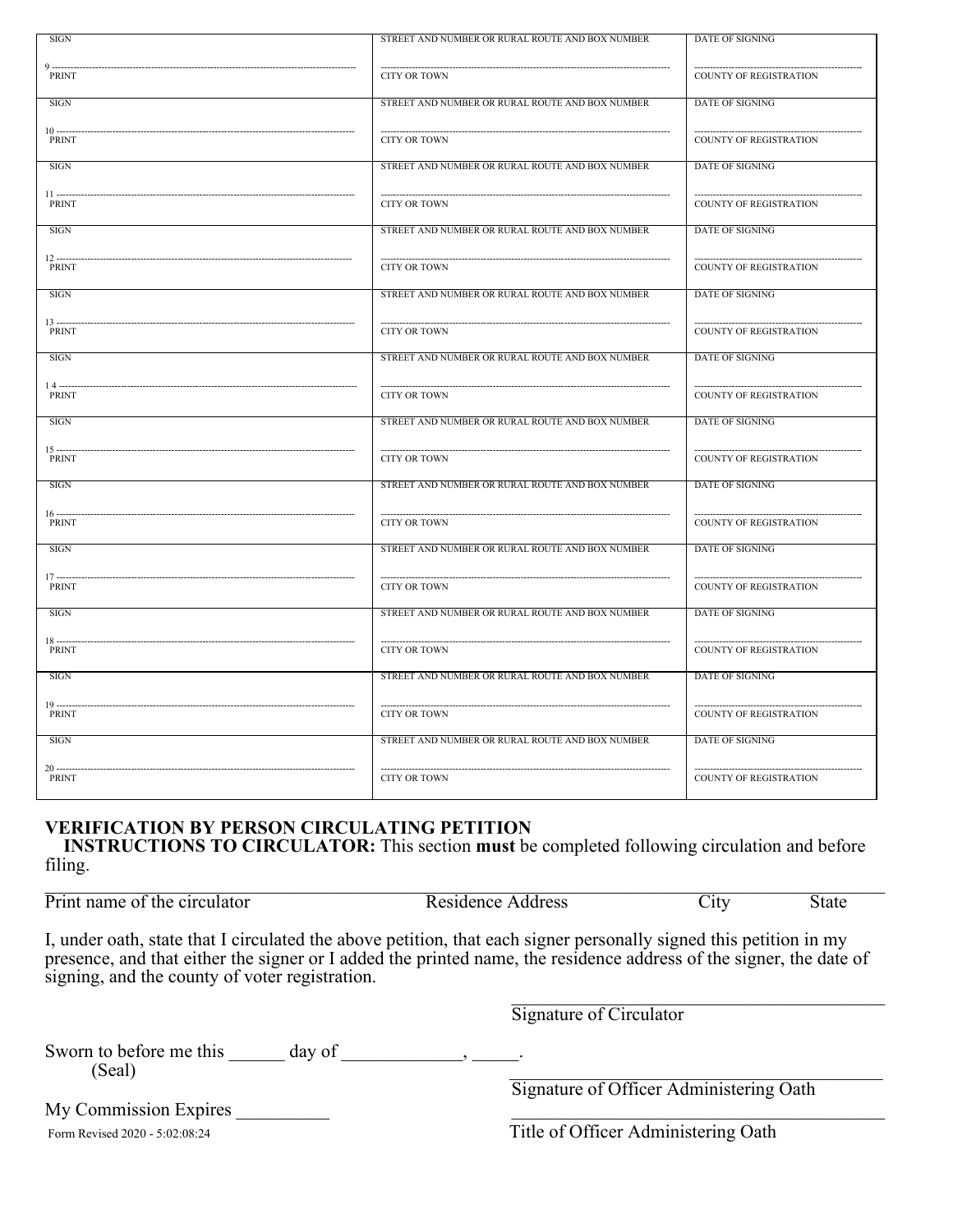| | | |
|---|---|---|
| SIGN<br>9 ---<br>PRINT | STREET AND NUMBER OR RURAL ROUTE AND BOX NUMBER<br>---<br>CITY OR TOWN | DATE OF SIGNING<br>---<br>COUNTY OF REGISTRATION |
| SIGN<br>10 ---<br>PRINT | STREET AND NUMBER OR RURAL ROUTE AND BOX NUMBER<br>---<br>CITY OR TOWN | DATE OF SIGNING<br>---<br>COUNTY OF REGISTRATION |
| SIGN<br>11 ---<br>PRINT | STREET AND NUMBER OR RURAL ROUTE AND BOX NUMBER<br>---<br>CITY OR TOWN | DATE OF SIGNING<br>---<br>COUNTY OF REGISTRATION |
| SIGN<br>12 ---<br>PRINT | STREET AND NUMBER OR RURAL ROUTE AND BOX NUMBER<br>---<br>CITY OR TOWN | DATE OF SIGNING<br>---<br>COUNTY OF REGISTRATION |
| SIGN<br>13 ---<br>PRINT | STREET AND NUMBER OR RURAL ROUTE AND BOX NUMBER<br>---<br>CITY OR TOWN | DATE OF SIGNING<br>---<br>COUNTY OF REGISTRATION |
| SIGN<br>14 ---<br>PRINT | STREET AND NUMBER OR RURAL ROUTE AND BOX NUMBER<br>---<br>CITY OR TOWN | DATE OF SIGNING<br>---<br>COUNTY OF REGISTRATION |
| SIGN<br>15 ---<br>PRINT | STREET AND NUMBER OR RURAL ROUTE AND BOX NUMBER<br>---<br>CITY OR TOWN | DATE OF SIGNING<br>---<br>COUNTY OF REGISTRATION |
| SIGN<br>16 ---<br>PRINT | STREET AND NUMBER OR RURAL ROUTE AND BOX NUMBER<br>---<br>CITY OR TOWN | DATE OF SIGNING<br>---<br>COUNTY OF REGISTRATION |
| SIGN<br>17 ---<br>PRINT | STREET AND NUMBER OR RURAL ROUTE AND BOX NUMBER<br>---<br>CITY OR TOWN | DATE OF SIGNING<br>---<br>COUNTY OF REGISTRATION |
| SIGN<br>18 ---<br>PRINT | STREET AND NUMBER OR RURAL ROUTE AND BOX NUMBER<br>---<br>CITY OR TOWN | DATE OF SIGNING<br>---<br>COUNTY OF REGISTRATION |
| SIGN<br>19 ---<br>PRINT | STREET AND NUMBER OR RURAL ROUTE AND BOX NUMBER<br>---<br>CITY OR TOWN | DATE OF SIGNING<br>---<br>COUNTY OF REGISTRATION |
| SIGN<br>20 ---<br>PRINT | STREET AND NUMBER OR RURAL ROUTE AND BOX NUMBER<br>---<br>CITY OR TOWN | DATE OF SIGNING<br>---<br>COUNTY OF REGISTRATION |

## VERIFICATION BY PERSON CIRCULATING PETITION

**INSTRUCTIONS TO CIRCULATOR:** This section **must** be completed following circulation and before filing.

_______________________________________________________________________________

Print name of the circulator          Residence Address          City          State

I, under oath, state that I circulated the above petition, that each signer personally signed this petition in my presence, and that either the signer or I added the printed name, the residence address of the signer, the date of signing, and the county of voter registration.

_______________________________________

Signature of Circulator

Sworn to before me this ______ day of _____________, _____.

(Seal)

_______________________________________

Signature of Officer Administering Oath

My Commission Expires __________

_______________________________________

Title of Officer Administering Oath

Form Revised 2020 - 5:02:08:24